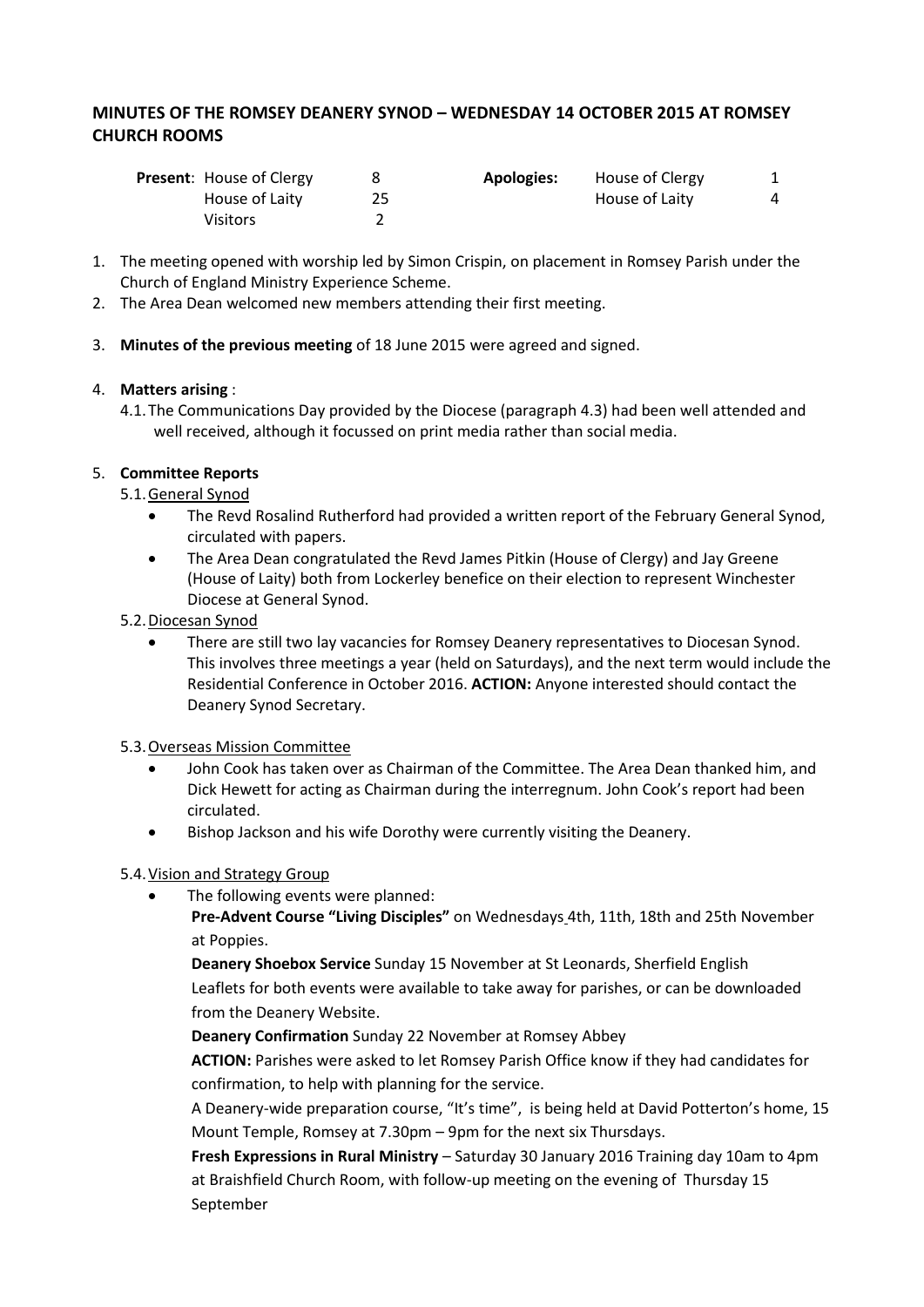## MINUTES OF THE ROMSEY DEANERY SYNOD – WEDNESDAY 14 OCTOBER 2015 AT ROMSEY CHURCH ROOMS

| **Present**: | | | **Apologies:** | | |
|---|---|---|---|---|---|
| | House of Clergy | 8 | | House of Clergy | 1 |
| | House of Laity | 25 | | House of Laity | 4 |
| | Visitors | 2 | | | |

1. The meeting opened with worship led by Simon Crispin, on placement in Romsey Parish under the Church of England Ministry Experience Scheme.
2. The Area Dean welcomed new members attending their first meeting.
3. **Minutes of the previous meeting** of 18 June 2015 were agreed and signed.
4. **Matters arising** :
   4.1. The Communications Day provided by the Diocese (paragraph 4.3) had been well attended and well received, although it focussed on print media rather than social media.
5. **Committee Reports**
   5.1. General Synod
   - The Revd Rosalind Rutherford had provided a written report of the February General Synod, circulated with papers.
   - The Area Dean congratulated the Revd James Pitkin (House of Clergy) and Jay Greene (House of Laity) both from Lockerley benefice on their election to represent Winchester Diocese at General Synod.

   5.2. Diocesan Synod
   - There are still two lay vacancies for Romsey Deanery representatives to Diocesan Synod. This involves three meetings a year (held on Saturdays), and the next term would include the Residential Conference in October 2016. **ACTION:** Anyone interested should contact the Deanery Synod Secretary.

   5.3. Overseas Mission Committee
   - John Cook has taken over as Chairman of the Committee. The Area Dean thanked him, and Dick Hewett for acting as Chairman during the interregnum. John Cook's report had been circulated.
   - Bishop Jackson and his wife Dorothy were currently visiting the Deanery.

   5.4. Vision and Strategy Group
   - The following events were planned:

     **Pre-Advent Course "Living Disciples"** on Wednesdays 4th, 11th, 18th and 25th November at Poppies.

     **Deanery Shoebox Service** Sunday 15 November at St Leonards, Sherfield English

     Leaflets for both events were available to take away for parishes, or can be downloaded from the Deanery Website.

     **Deanery Confirmation** Sunday 22 November at Romsey Abbey

     **ACTION:** Parishes were asked to let Romsey Parish Office know if they had candidates for confirmation, to help with planning for the service.

     A Deanery-wide preparation course, "It's time", is being held at David Potterton's home, 15 Mount Temple, Romsey at 7.30pm – 9pm for the next six Thursdays.

     **Fresh Expressions in Rural Ministry** – Saturday 30 January 2016 Training day 10am to 4pm at Braishfield Church Room, with follow-up meeting on the evening of Thursday 15 September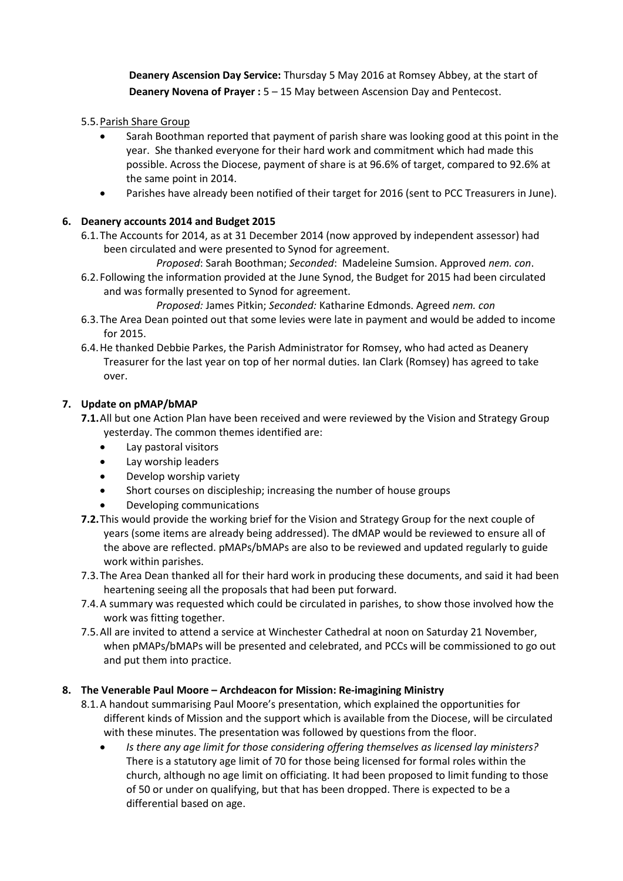**Deanery Ascension Day Service:** Thursday 5 May 2016 at Romsey Abbey, at the start of **Deanery Novena of Prayer :** 5 – 15 May between Ascension Day and Pentecost.

5.5. Parish Share Group

- Sarah Boothman reported that payment of parish share was looking good at this point in the year. She thanked everyone for their hard work and commitment which had made this possible. Across the Diocese, payment of share is at 96.6% of target, compared to 92.6% at the same point in 2014.
- Parishes have already been notified of their target for 2016 (sent to PCC Treasurers in June).

## 6. Deanery accounts 2014 and Budget 2015

6.1. The Accounts for 2014, as at 31 December 2014 (now approved by independent assessor) had been circulated and were presented to Synod for agreement.

*Proposed*: Sarah Boothman; *Seconded*: Madeleine Sumsion. Approved *nem. con*.

6.2. Following the information provided at the June Synod, the Budget for 2015 had been circulated and was formally presented to Synod for agreement.

*Proposed:* James Pitkin; *Seconded:* Katharine Edmonds. Agreed *nem. con*

6.3. The Area Dean pointed out that some levies were late in payment and would be added to income for 2015.

6.4. He thanked Debbie Parkes, the Parish Administrator for Romsey, who had acted as Deanery Treasurer for the last year on top of her normal duties. Ian Clark (Romsey) has agreed to take over.

## 7. Update on pMAP/bMAP

**7.1.** All but one Action Plan have been received and were reviewed by the Vision and Strategy Group yesterday. The common themes identified are:

- Lay pastoral visitors
- Lay worship leaders
- Develop worship variety
- Short courses on discipleship; increasing the number of house groups
- Developing communications

**7.2.** This would provide the working brief for the Vision and Strategy Group for the next couple of years (some items are already being addressed). The dMAP would be reviewed to ensure all of the above are reflected. pMAPs/bMAPs are also to be reviewed and updated regularly to guide work within parishes.

7.3. The Area Dean thanked all for their hard work in producing these documents, and said it had been heartening seeing all the proposals that had been put forward.

7.4. A summary was requested which could be circulated in parishes, to show those involved how the work was fitting together.

7.5. All are invited to attend a service at Winchester Cathedral at noon on Saturday 21 November, when pMAPs/bMAPs will be presented and celebrated, and PCCs will be commissioned to go out and put them into practice.

## 8. The Venerable Paul Moore – Archdeacon for Mission: Re-imagining Ministry

8.1. A handout summarising Paul Moore's presentation, which explained the opportunities for different kinds of Mission and the support which is available from the Diocese, will be circulated with these minutes. The presentation was followed by questions from the floor.

- *Is there any age limit for those considering offering themselves as licensed lay ministers?* There is a statutory age limit of 70 for those being licensed for formal roles within the church, although no age limit on officiating. It had been proposed to limit funding to those of 50 or under on qualifying, but that has been dropped. There is expected to be a differential based on age.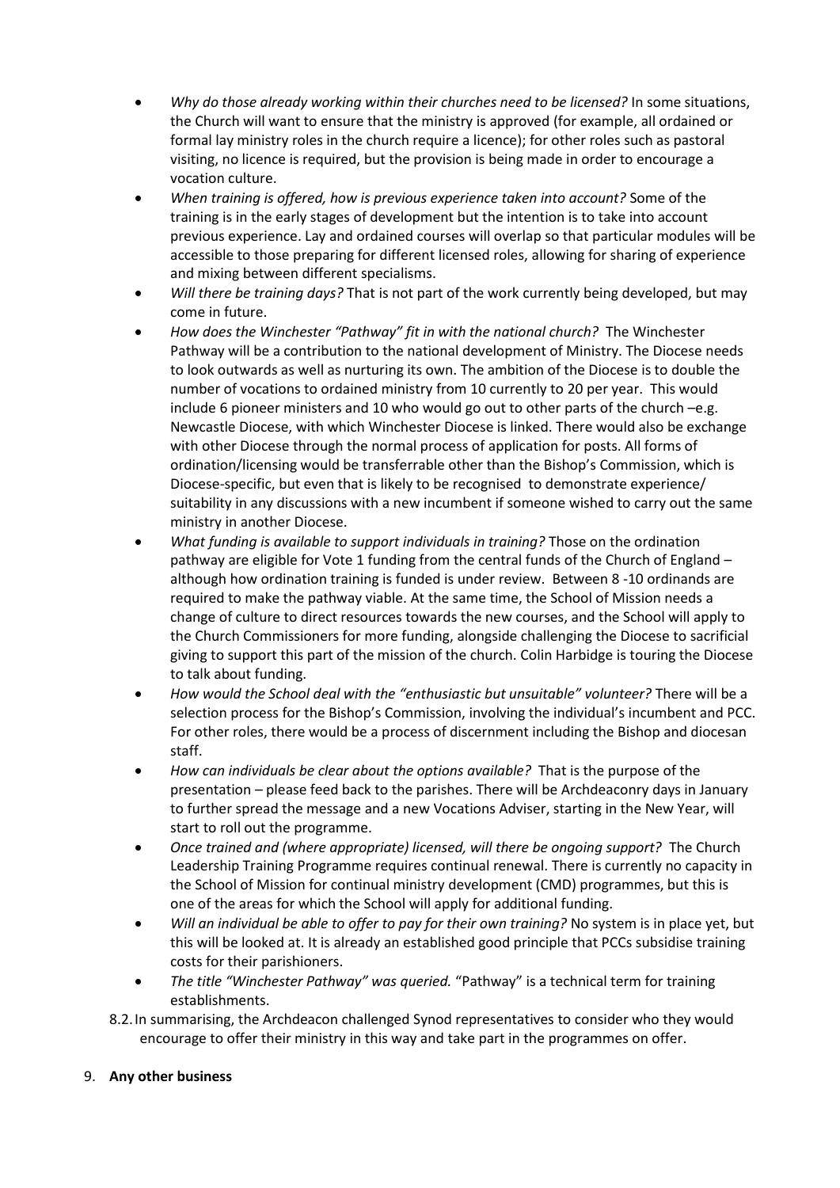- *Why do those already working within their churches need to be licensed?* In some situations, the Church will want to ensure that the ministry is approved (for example, all ordained or formal lay ministry roles in the church require a licence); for other roles such as pastoral visiting, no licence is required, but the provision is being made in order to encourage a vocation culture.
- *When training is offered, how is previous experience taken into account?* Some of the training is in the early stages of development but the intention is to take into account previous experience. Lay and ordained courses will overlap so that particular modules will be accessible to those preparing for different licensed roles, allowing for sharing of experience and mixing between different specialisms.
- *Will there be training days?* That is not part of the work currently being developed, but may come in future.
- *How does the Winchester "Pathway" fit in with the national church?* The Winchester Pathway will be a contribution to the national development of Ministry. The Diocese needs to look outwards as well as nurturing its own. The ambition of the Diocese is to double the number of vocations to ordained ministry from 10 currently to 20 per year. This would include 6 pioneer ministers and 10 who would go out to other parts of the church –e.g. Newcastle Diocese, with which Winchester Diocese is linked. There would also be exchange with other Diocese through the normal process of application for posts. All forms of ordination/licensing would be transferrable other than the Bishop's Commission, which is Diocese-specific, but even that is likely to be recognised to demonstrate experience/ suitability in any discussions with a new incumbent if someone wished to carry out the same ministry in another Diocese.
- *What funding is available to support individuals in training?* Those on the ordination pathway are eligible for Vote 1 funding from the central funds of the Church of England – although how ordination training is funded is under review. Between 8 -10 ordinands are required to make the pathway viable. At the same time, the School of Mission needs a change of culture to direct resources towards the new courses, and the School will apply to the Church Commissioners for more funding, alongside challenging the Diocese to sacrificial giving to support this part of the mission of the church. Colin Harbidge is touring the Diocese to talk about funding.
- *How would the School deal with the "enthusiastic but unsuitable" volunteer?* There will be a selection process for the Bishop's Commission, involving the individual's incumbent and PCC. For other roles, there would be a process of discernment including the Bishop and diocesan staff.
- *How can individuals be clear about the options available?* That is the purpose of the presentation – please feed back to the parishes. There will be Archdeaconry days in January to further spread the message and a new Vocations Adviser, starting in the New Year, will start to roll out the programme.
- *Once trained and (where appropriate) licensed, will there be ongoing support?* The Church Leadership Training Programme requires continual renewal. There is currently no capacity in the School of Mission for continual ministry development (CMD) programmes, but this is one of the areas for which the School will apply for additional funding.
- *Will an individual be able to offer to pay for their own training?* No system is in place yet, but this will be looked at. It is already an established good principle that PCCs subsidise training costs for their parishioners.
- *The title "Winchester Pathway" was queried.* "Pathway" is a technical term for training establishments.

8.2. In summarising, the Archdeacon challenged Synod representatives to consider who they would encourage to offer their ministry in this way and take part in the programmes on offer.

9. **Any other business**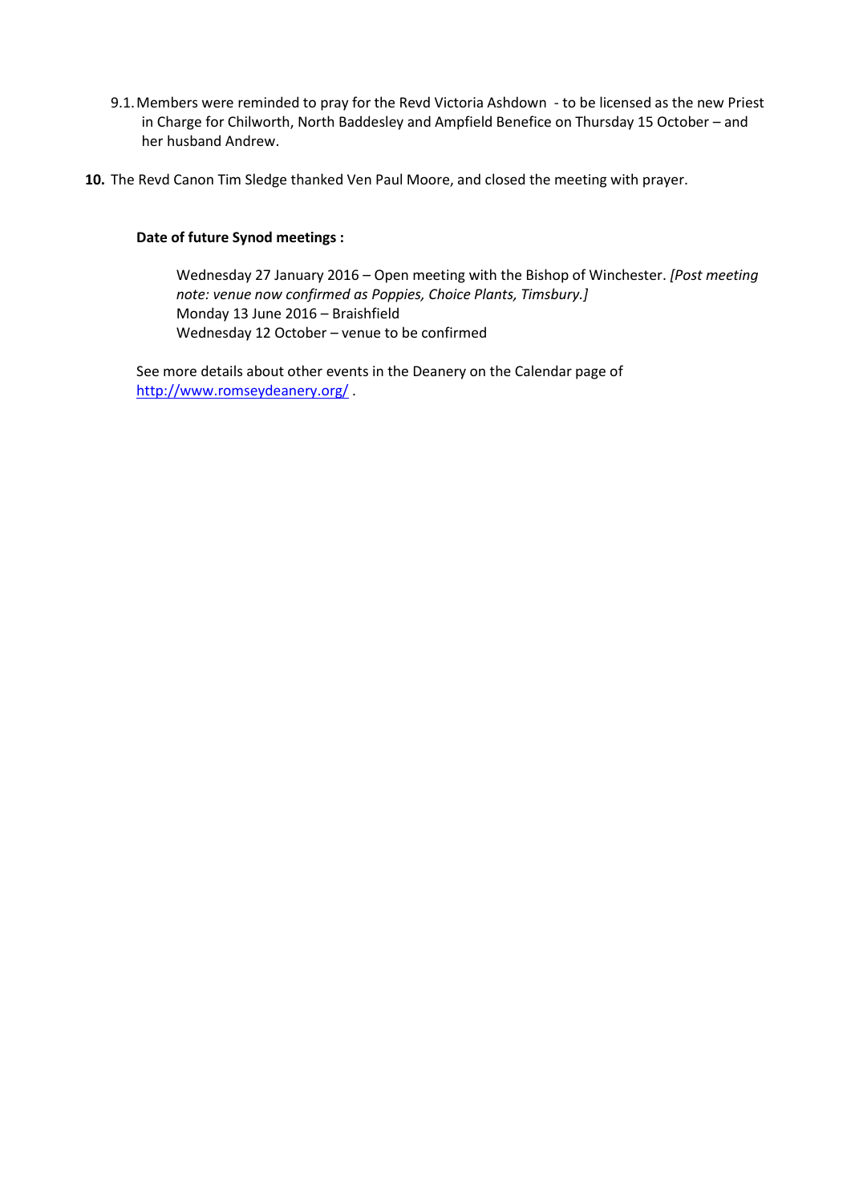9.1. Members were reminded to pray for the Revd Victoria Ashdown - to be licensed as the new Priest in Charge for Chilworth, North Baddesley and Ampfield Benefice on Thursday 15 October – and her husband Andrew.

**10.** The Revd Canon Tim Sledge thanked Ven Paul Moore, and closed the meeting with prayer.

**Date of future Synod meetings :**

Wednesday 27 January 2016 – Open meeting with the Bishop of Winchester. *[Post meeting note: venue now confirmed as Poppies, Choice Plants, Timsbury.]*
Monday 13 June 2016 – Braishfield
Wednesday 12 October – venue to be confirmed

See more details about other events in the Deanery on the Calendar page of http://www.romseydeanery.org/ .